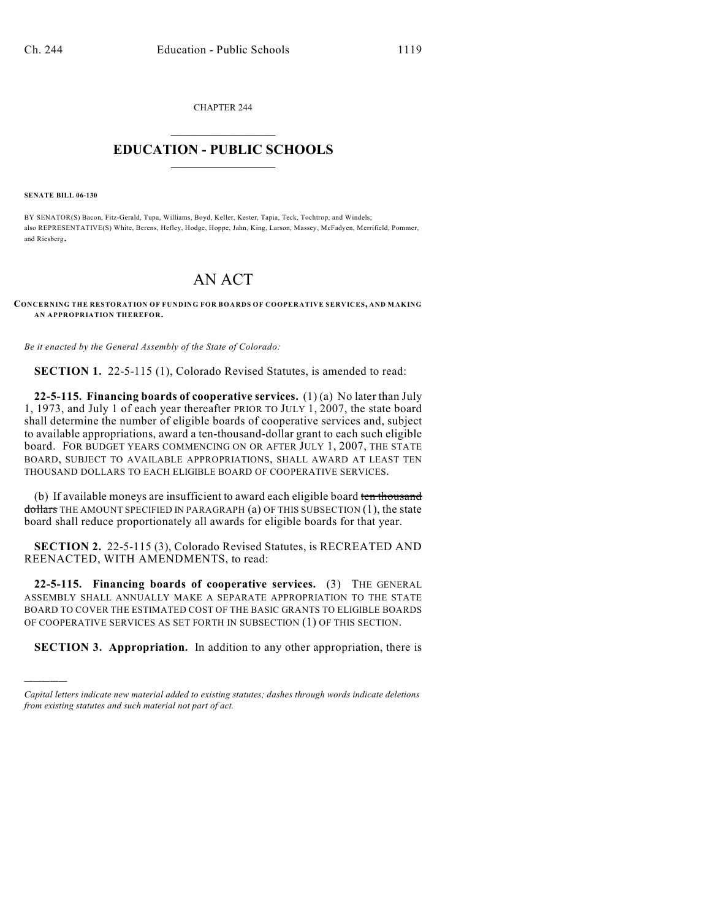CHAPTER 244

# EDUCATION - PUBLIC SCHOOLS

**SENATE BILL 06-130**

BY SENATOR(S) Bacon, Fitz-Gerald, Tupa, Williams, Boyd, Keller, Kester, Tapia, Teck, Tochtrop, and Windels;
also REPRESENTATIVE(S) White, Berens, Hefley, Hodge, Hoppe, Jahn, King, Larson, Massey, McFadyen, Merrifield, Pommer, and Riesberg.

# AN ACT

**CONCERNING THE RESTORATION OF FUNDING FOR BOARDS OF COOPERATIVE SERVICES, AND MAKING AN APPROPRIATION THEREFOR.**

*Be it enacted by the General Assembly of the State of Colorado:*

**SECTION 1.** 22-5-115 (1), Colorado Revised Statutes, is amended to read:

**22-5-115. Financing boards of cooperative services.** (1) (a) No later than July 1, 1973, and July 1 of each year thereafter PRIOR TO JULY 1, 2007, the state board shall determine the number of eligible boards of cooperative services and, subject to available appropriations, award a ten-thousand-dollar grant to each such eligible board. FOR BUDGET YEARS COMMENCING ON OR AFTER JULY 1, 2007, THE STATE BOARD, SUBJECT TO AVAILABLE APPROPRIATIONS, SHALL AWARD AT LEAST TEN THOUSAND DOLLARS TO EACH ELIGIBLE BOARD OF COOPERATIVE SERVICES.

(b) If available moneys are insufficient to award each eligible board ~~ten thousand dollars~~ THE AMOUNT SPECIFIED IN PARAGRAPH (a) OF THIS SUBSECTION (1), the state board shall reduce proportionately all awards for eligible boards for that year.

**SECTION 2.** 22-5-115 (3), Colorado Revised Statutes, is RECREATED AND REENACTED, WITH AMENDMENTS, to read:

**22-5-115. Financing boards of cooperative services.** (3) THE GENERAL ASSEMBLY SHALL ANNUALLY MAKE A SEPARATE APPROPRIATION TO THE STATE BOARD TO COVER THE ESTIMATED COST OF THE BASIC GRANTS TO ELIGIBLE BOARDS OF COOPERATIVE SERVICES AS SET FORTH IN SUBSECTION (1) OF THIS SECTION.

**SECTION 3. Appropriation.** In addition to any other appropriation, there is

---

*Capital letters indicate new material added to existing statutes; dashes through words indicate deletions from existing statutes and such material not part of act.*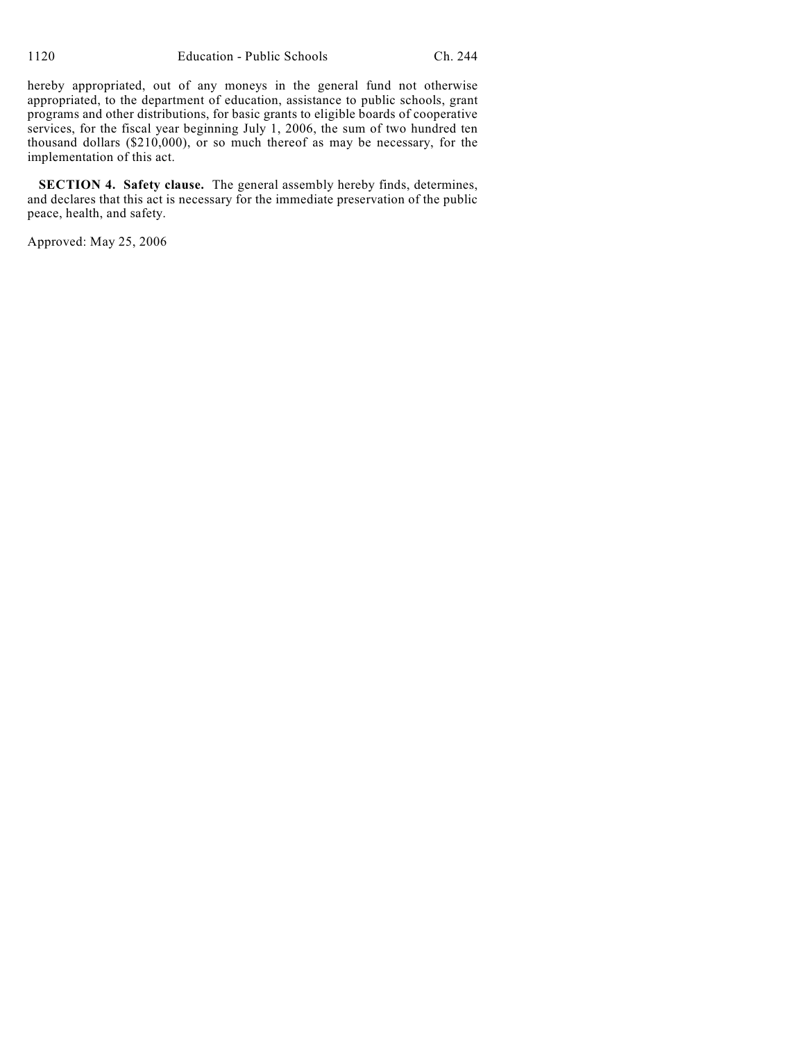hereby appropriated, out of any moneys in the general fund not otherwise appropriated, to the department of education, assistance to public schools, grant programs and other distributions, for basic grants to eligible boards of cooperative services, for the fiscal year beginning July 1, 2006, the sum of two hundred ten thousand dollars ($210,000), or so much thereof as may be necessary, for the implementation of this act.

**SECTION 4. Safety clause.** The general assembly hereby finds, determines, and declares that this act is necessary for the immediate preservation of the public peace, health, and safety.

Approved: May 25, 2006